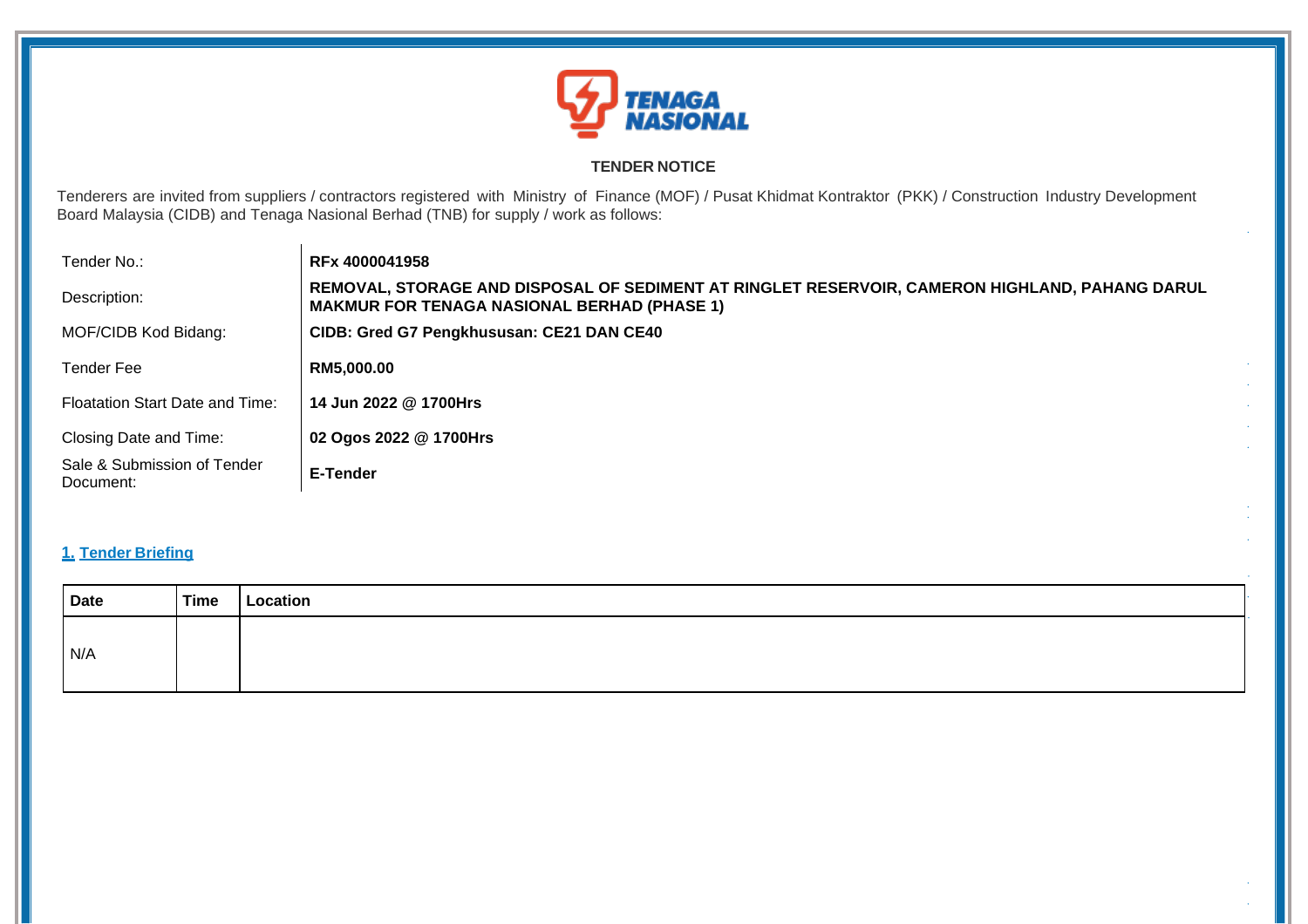TENAGA NASIONAL

## TENDER NOTICE

Tenderers are invited from suppliers / contractors registered with Ministry of Finance (MOF) / Pusat Khidmat Kontraktor (PKK) / Construction Industry Development Board Malaysia (CIDB) and Tenaga Nasional Berhad (TNB) for supply / work as follows:

| | |
|---|---|
| Tender No.: | **RFx 4000041958** |
| Description: | **REMOVAL, STORAGE AND DISPOSAL OF SEDIMENT AT RINGLET RESERVOIR, CAMERON HIGHLAND, PAHANG DARUL MAKMUR FOR TENAGA NASIONAL BERHAD (PHASE 1)** |
| MOF/CIDB Kod Bidang: | **CIDB: Gred G7 Pengkhususan: CE21 DAN CE40** |
| Tender Fee | **RM5,000.00** |
| Floatation Start Date and Time: | **14 Jun 2022 @ 1700Hrs** |
| Closing Date and Time: | **02 Ogos 2022 @ 1700Hrs** |
| Sale & Submission of Tender Document: | **E-Tender** |

### 1. Tender Briefing

| Date | Time | Location |
|---|---|---|
| N/A | | |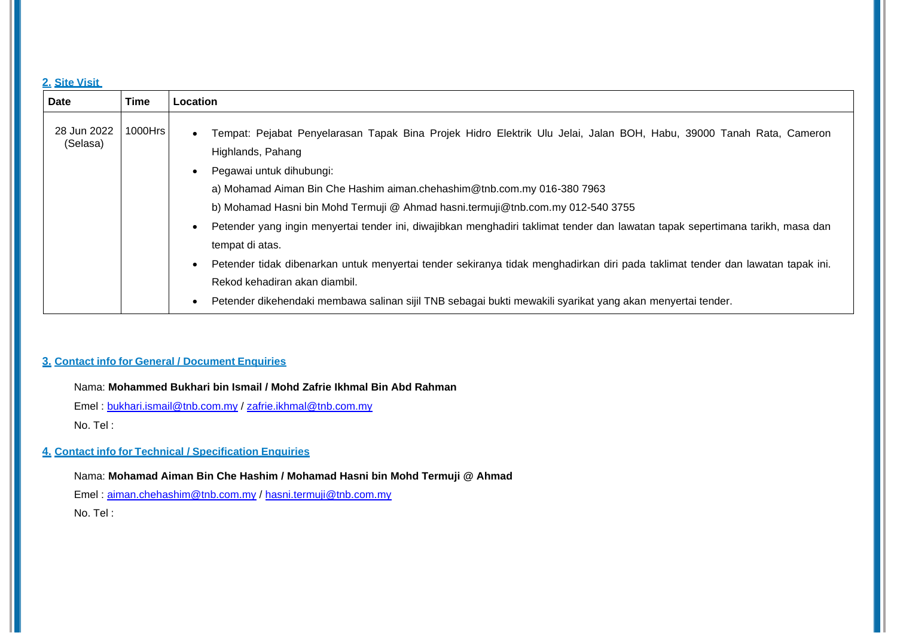## 2. Site Visit

| Date | Time | Location |
|---|---|---|
| 28 Jun 2022 (Selasa) | 1000Hrs | • Tempat: Pejabat Penyelarasan Tapak Bina Projek Hidro Elektrik Ulu Jelai, Jalan BOH, Habu, 39000 Tanah Rata, Cameron Highlands, Pahang<br>• Pegawai untuk dihubungi:<br>a) Mohamad Aiman Bin Che Hashim aiman.chehashim@tnb.com.my 016-380 7963<br>b) Mohamad Hasni bin Mohd Termuji @ Ahmad hasni.termuji@tnb.com.my 012-540 3755<br>• Petender yang ingin menyertai tender ini, diwajibkan menghadiri taklimat tender dan lawatan tapak sepertimana tarikh, masa dan tempat di atas.<br>• Petender tidak dibenarkan untuk menyertai tender sekiranya tidak menghadirkan diri pada taklimat tender dan lawatan tapak ini. Rekod kehadiran akan diambil.<br>• Petender dikehendaki membawa salinan sijil TNB sebagai bukti mewakili syarikat yang akan menyertai tender. |

## 3. Contact info for General / Document Enquiries

Nama: **Mohammed Bukhari bin Ismail / Mohd Zafrie Ikhmal Bin Abd Rahman**

Emel : bukhari.ismail@tnb.com.my / zafrie.ikhmal@tnb.com.my

No. Tel :

## 4. Contact info for Technical / Specification Enquiries

Nama: **Mohamad Aiman Bin Che Hashim / Mohamad Hasni bin Mohd Termuji @ Ahmad**

Emel : aiman.chehashim@tnb.com.my / hasni.termuji@tnb.com.my

No. Tel :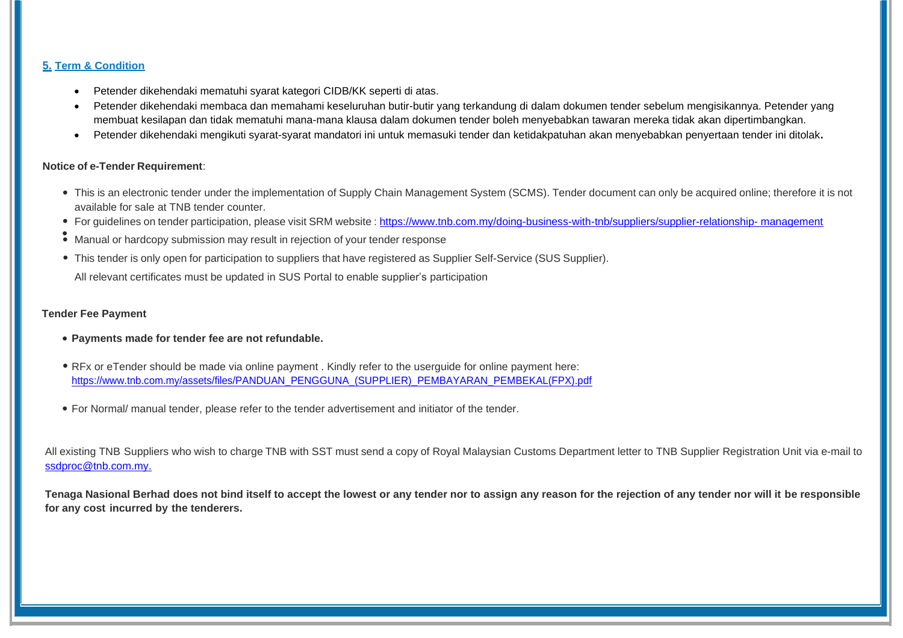## 5. Term & Condition

- Petender dikehendaki mematuhi syarat kategori CIDB/KK seperti di atas.
- Petender dikehendaki membaca dan memahami keseluruhan butir-butir yang terkandung di dalam dokumen tender sebelum mengisikannya. Petender yang membuat kesilapan dan tidak mematuhi mana-mana klausa dalam dokumen tender boleh menyebabkan tawaran mereka tidak akan dipertimbangkan.
- Petender dikehendaki mengikuti syarat-syarat mandatori ini untuk memasuki tender dan ketidakpatuhan akan menyebabkan penyertaan tender ini ditolak**.**

**Notice of e-Tender Requirement**:

- This is an electronic tender under the implementation of Supply Chain Management System (SCMS). Tender document can only be acquired online; therefore it is not available for sale at TNB tender counter.
- For guidelines on tender participation, please visit SRM website : https://www.tnb.com.my/doing-business-with-tnb/suppliers/supplier-relationship- management
- Manual or hardcopy submission may result in rejection of your tender response
- This tender is only open for participation to suppliers that have registered as Supplier Self-Service (SUS Supplier).

  All relevant certificates must be updated in SUS Portal to enable supplier's participation

**Tender Fee Payment**

- **Payments made for tender fee are not refundable.**
- RFx or eTender should be made via online payment . Kindly refer to the userguide for online payment here: https://www.tnb.com.my/assets/files/PANDUAN_PENGGUNA_(SUPPLIER)_PEMBAYARAN_PEMBEKAL(FPX).pdf
- For Normal/ manual tender, please refer to the tender advertisement and initiator of the tender.

All existing TNB Suppliers who wish to charge TNB with SST must send a copy of Royal Malaysian Customs Department letter to TNB Supplier Registration Unit via e-mail to ssdproc@tnb.com.my.

**Tenaga Nasional Berhad does not bind itself to accept the lowest or any tender nor to assign any reason for the rejection of any tender nor will it be responsible for any cost incurred by the tenderers.**